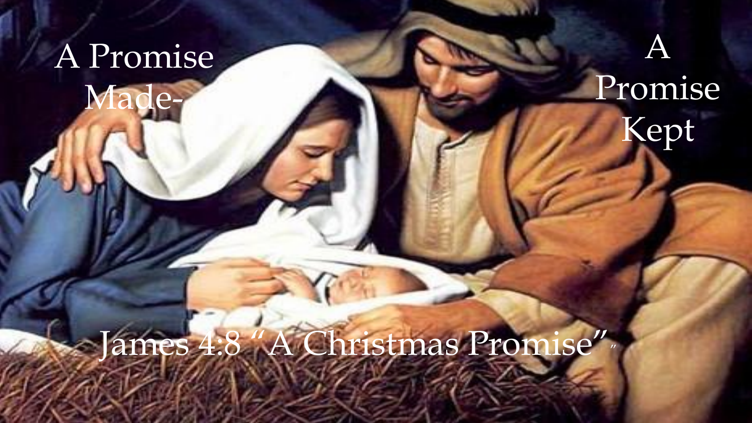A Promise Made-

A Promise Kept

James 4:8 "A Christmas Promise"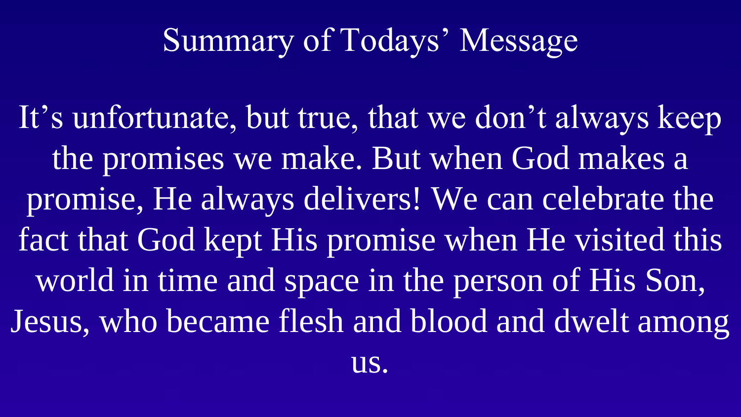# Summary of Todays' Message

It's unfortunate, but true, that we don't always keep the promises we make. But when God makes a promise, He always delivers! We can celebrate the fact that God kept His promise when He visited this world in time and space in the person of His Son, Jesus, who became flesh and blood and dwelt among us.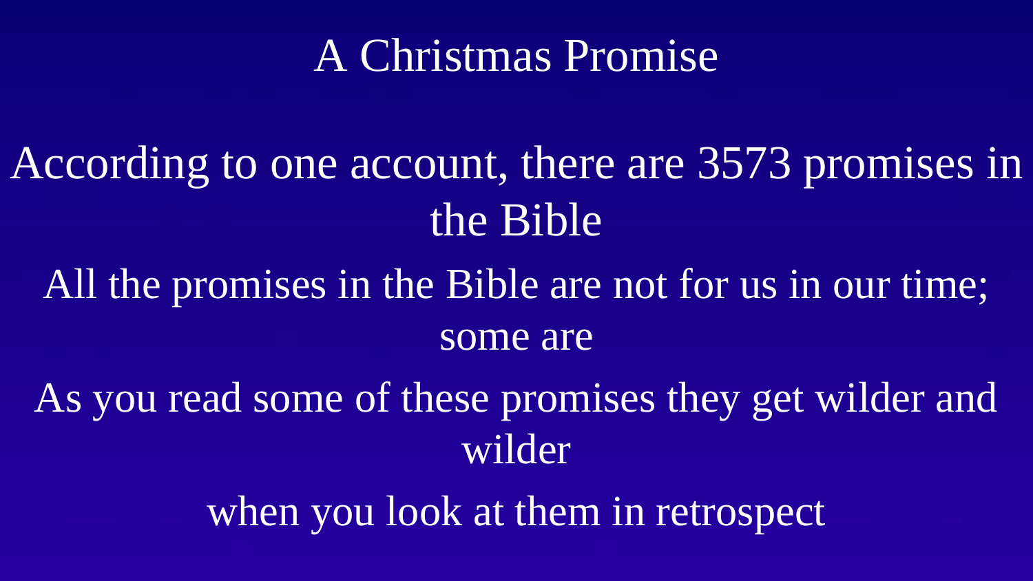# A Christmas Promise

According to one account, there are 3573 promises in the Bible

All the promises in the Bible are not for us in our time; some are

As you read some of these promises they get wilder and wilder

when you look at them in retrospect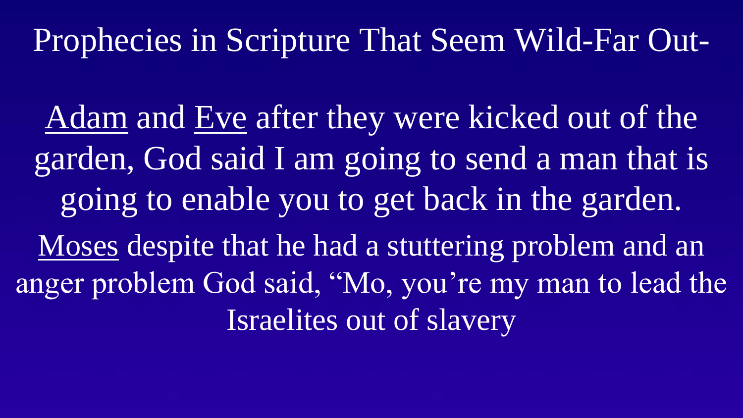# Prophecies in Scripture That Seem Wild-Far Out-

<u>Adam</u> and <u>Eve</u> after they were kicked out of the garden, God said I am going to send a man that is going to enable you to get back in the garden.

<u>Moses</u> despite that he had a stuttering problem and an anger problem God said, "Mo, you're my man to lead the Israelites out of slavery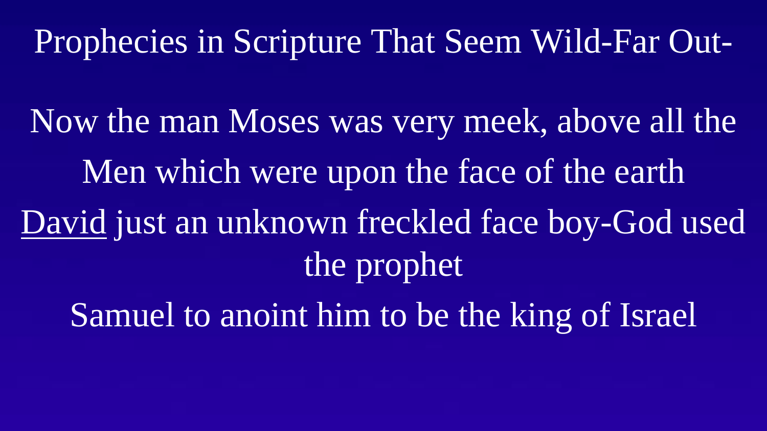# Prophecies in Scripture That Seem Wild-Far Out-

Now the man Moses was very meek, above all the Men which were upon the face of the earth

David just an unknown freckled face boy-God used the prophet Samuel to anoint him to be the king of Israel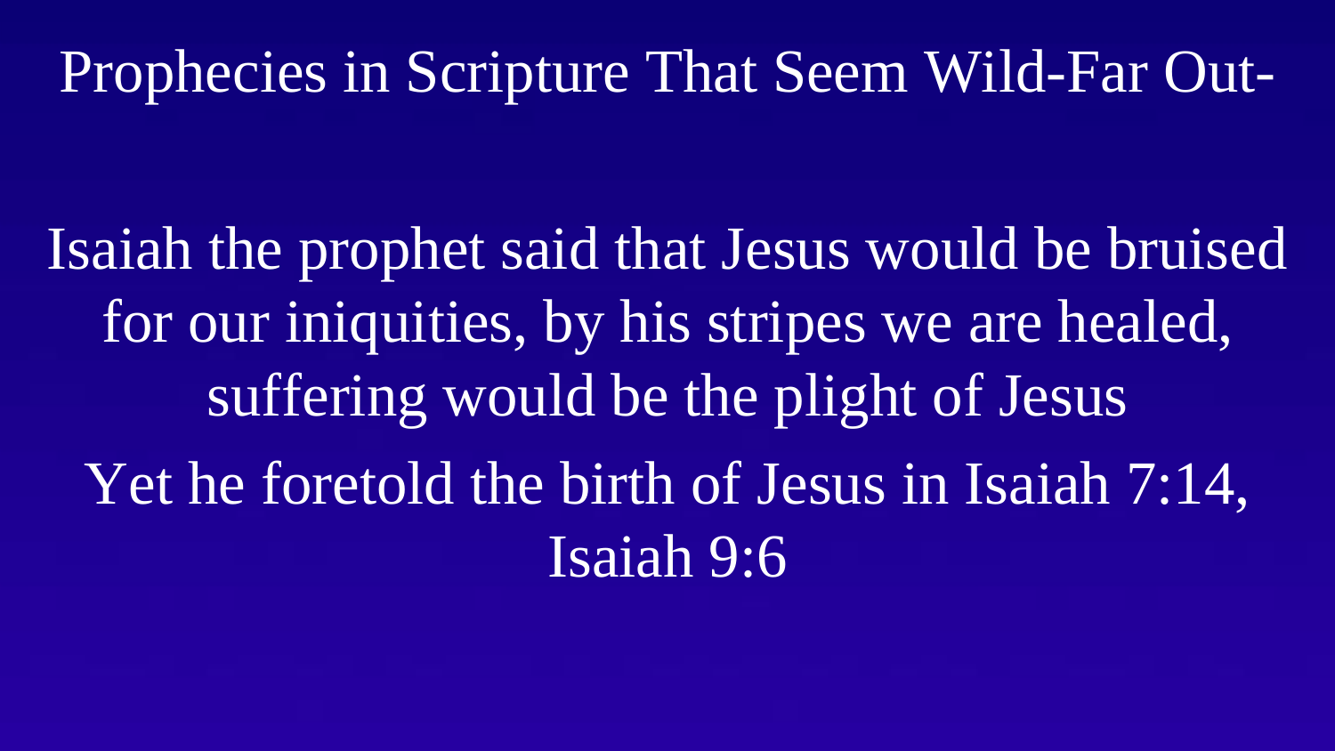# Prophecies in Scripture That Seem Wild-Far Out-

Isaiah the prophet said that Jesus would be bruised for our iniquities, by his stripes we are healed, suffering would be the plight of Jesus

Yet he foretold the birth of Jesus in Isaiah 7:14, Isaiah 9:6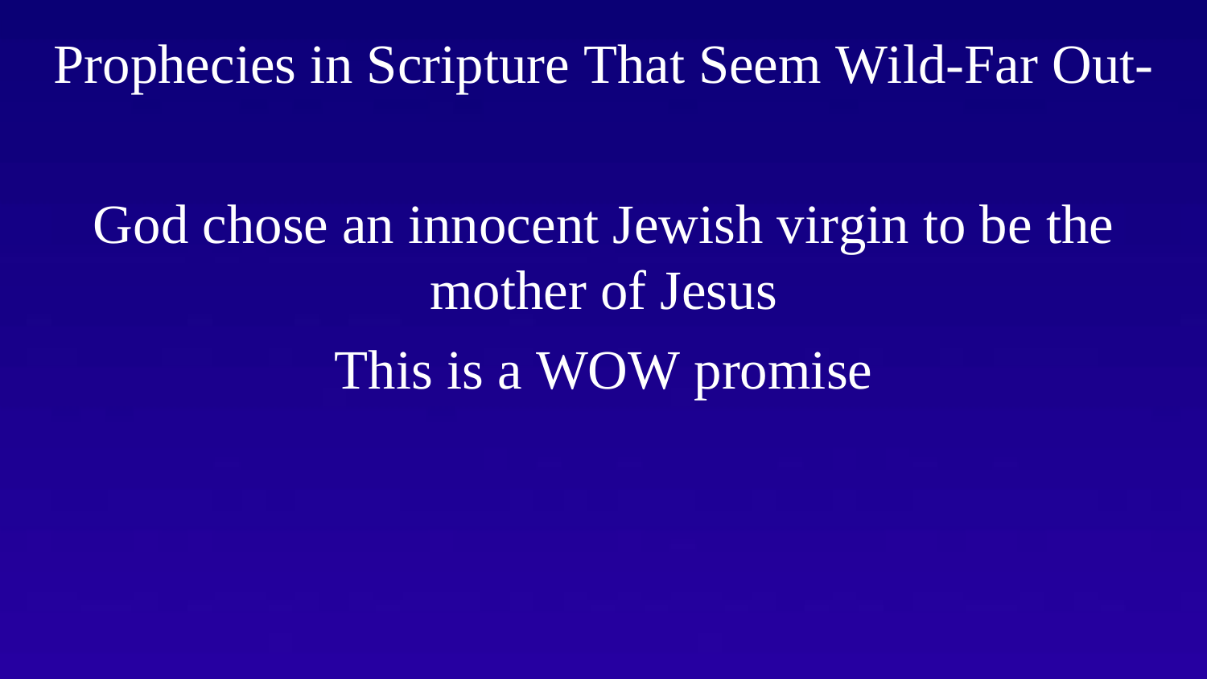# Prophecies in Scripture That Seem Wild-Far Out-

God chose an innocent Jewish virgin to be the mother of Jesus

This is a WOW promise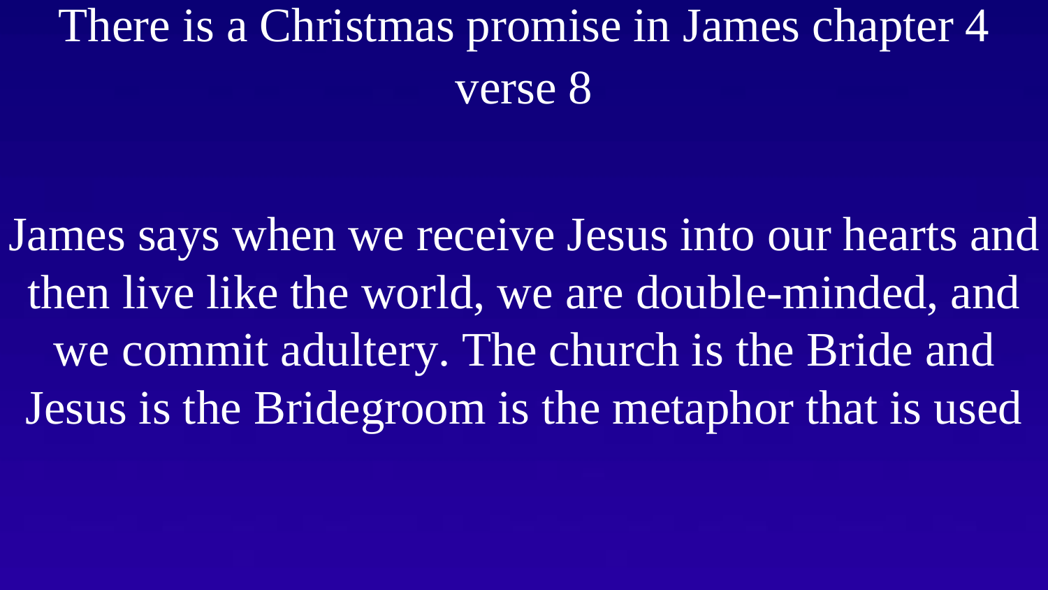There is a Christmas promise in James chapter 4 verse 8

James says when we receive Jesus into our hearts and then live like the world, we are double-minded, and we commit adultery. The church is the Bride and Jesus is the Bridegroom is the metaphor that is used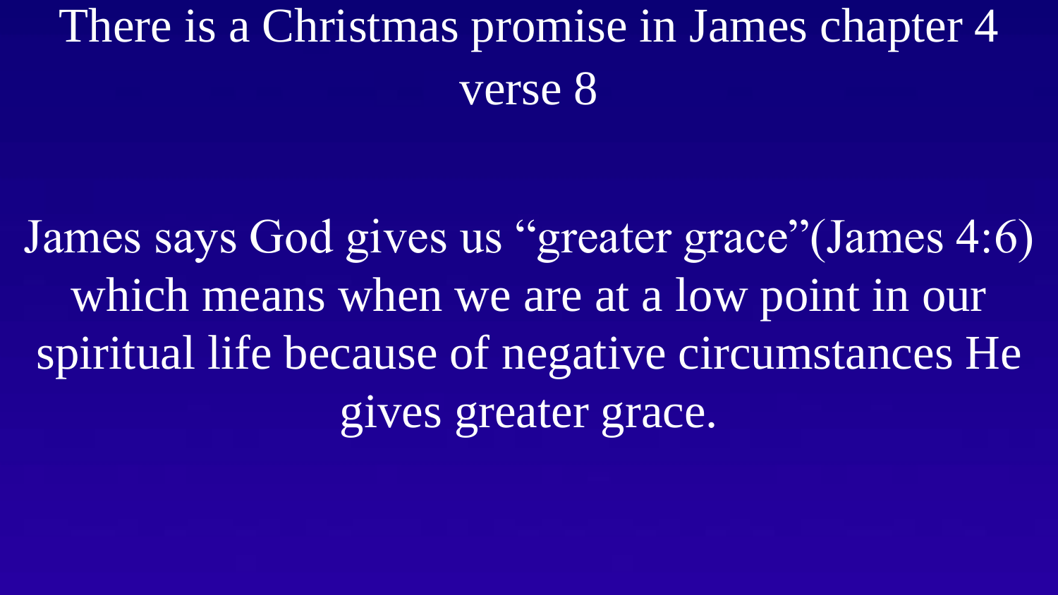# There is a Christmas promise in James chapter 4 verse 8

James says God gives us “greater grace”(James 4:6) which means when we are at a low point in our spiritual life because of negative circumstances He gives greater grace.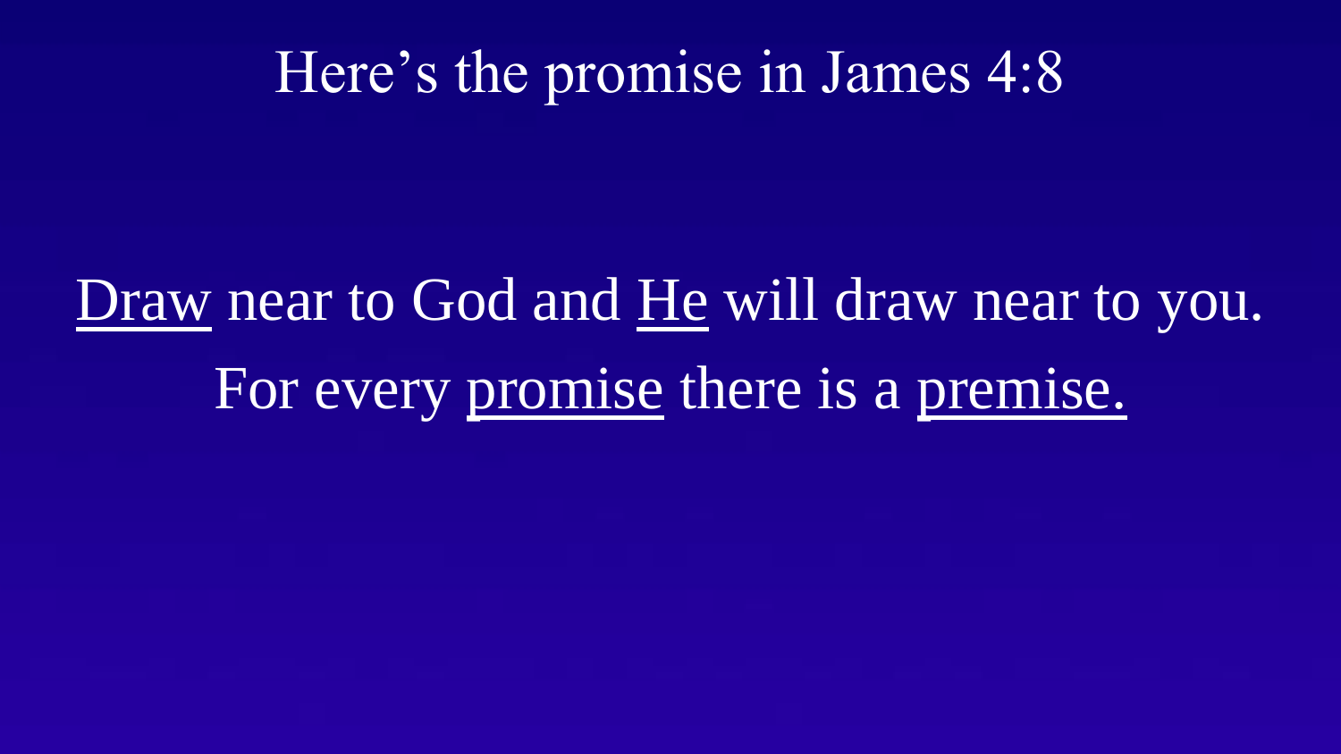# Here's the promise in James 4:8

<u>Draw</u> near to God and <u>He</u> will draw near to you.
For every <u>promise</u> there is a <u>premise.</u>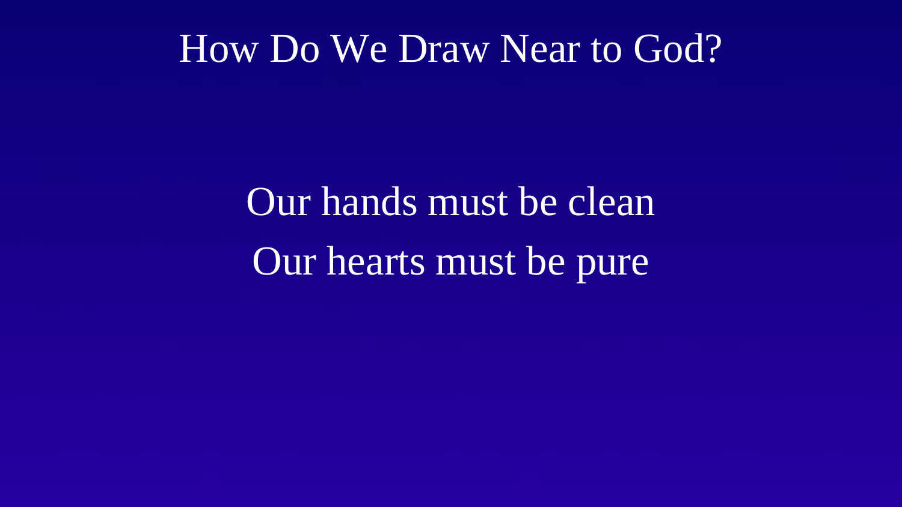# How Do We Draw Near to God?

Our hands must be clean

Our hearts must be pure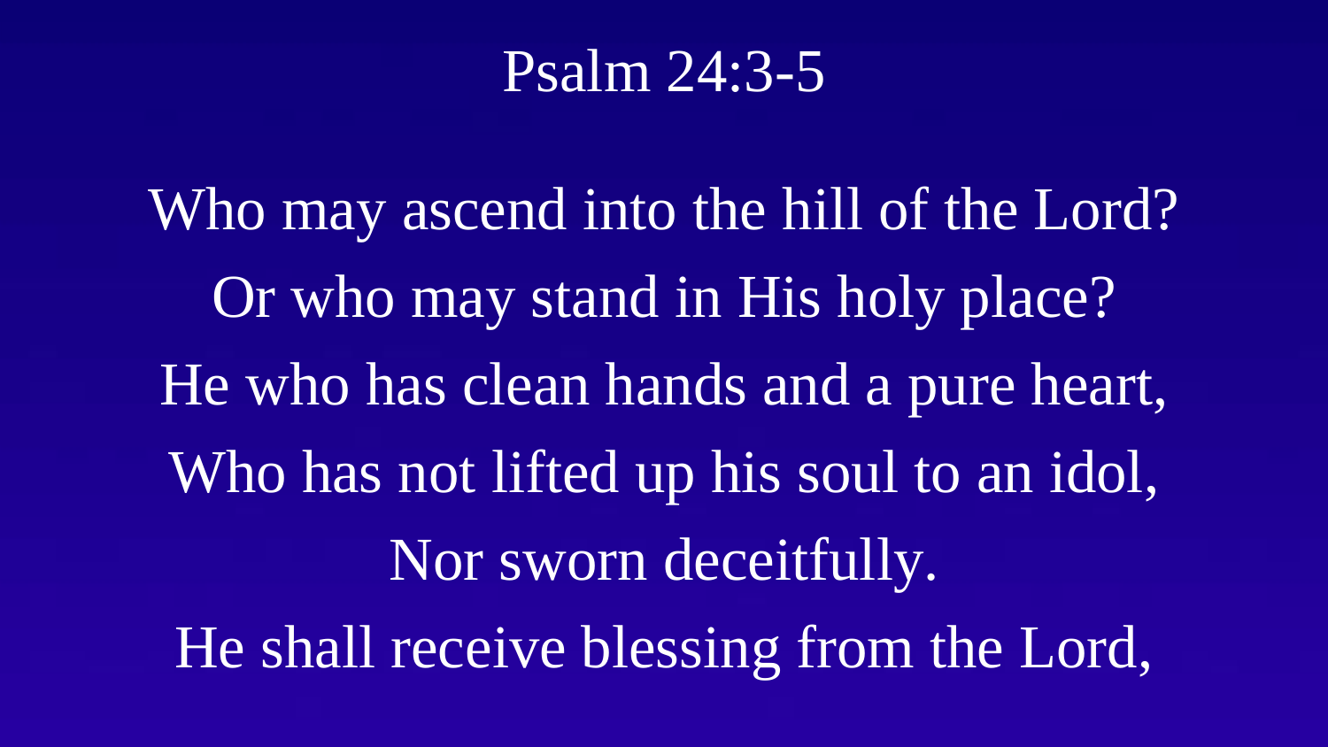# Psalm 24:3-5

Who may ascend into the hill of the Lord?
Or who may stand in His holy place?
He who has clean hands and a pure heart,
Who has not lifted up his soul to an idol,
Nor sworn deceitfully.
He shall receive blessing from the Lord,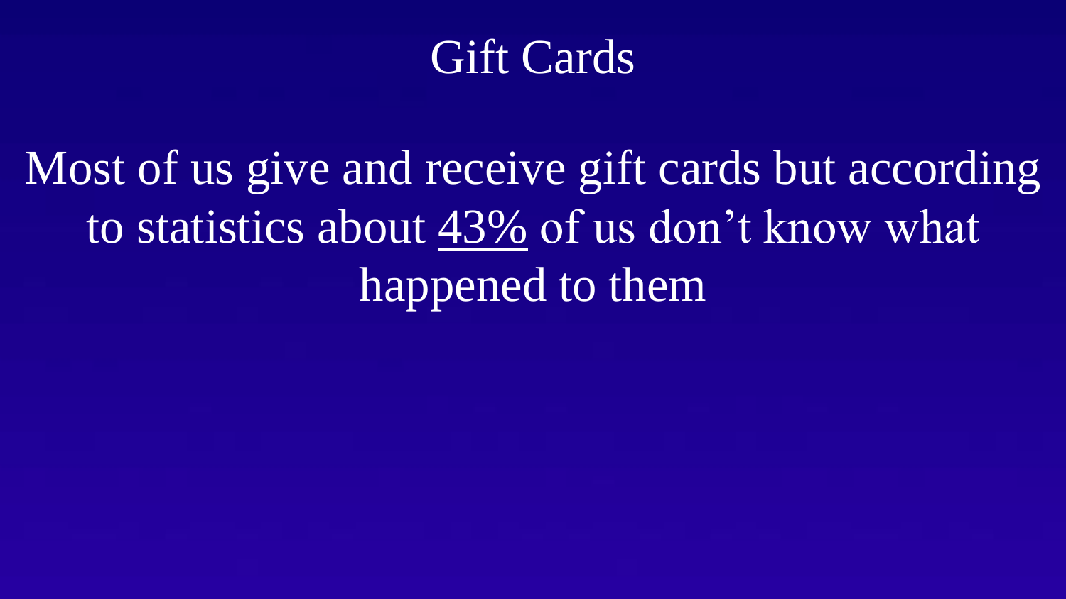# Gift Cards

Most of us give and receive gift cards but according to statistics about <u>43%</u> of us don’t know what happened to them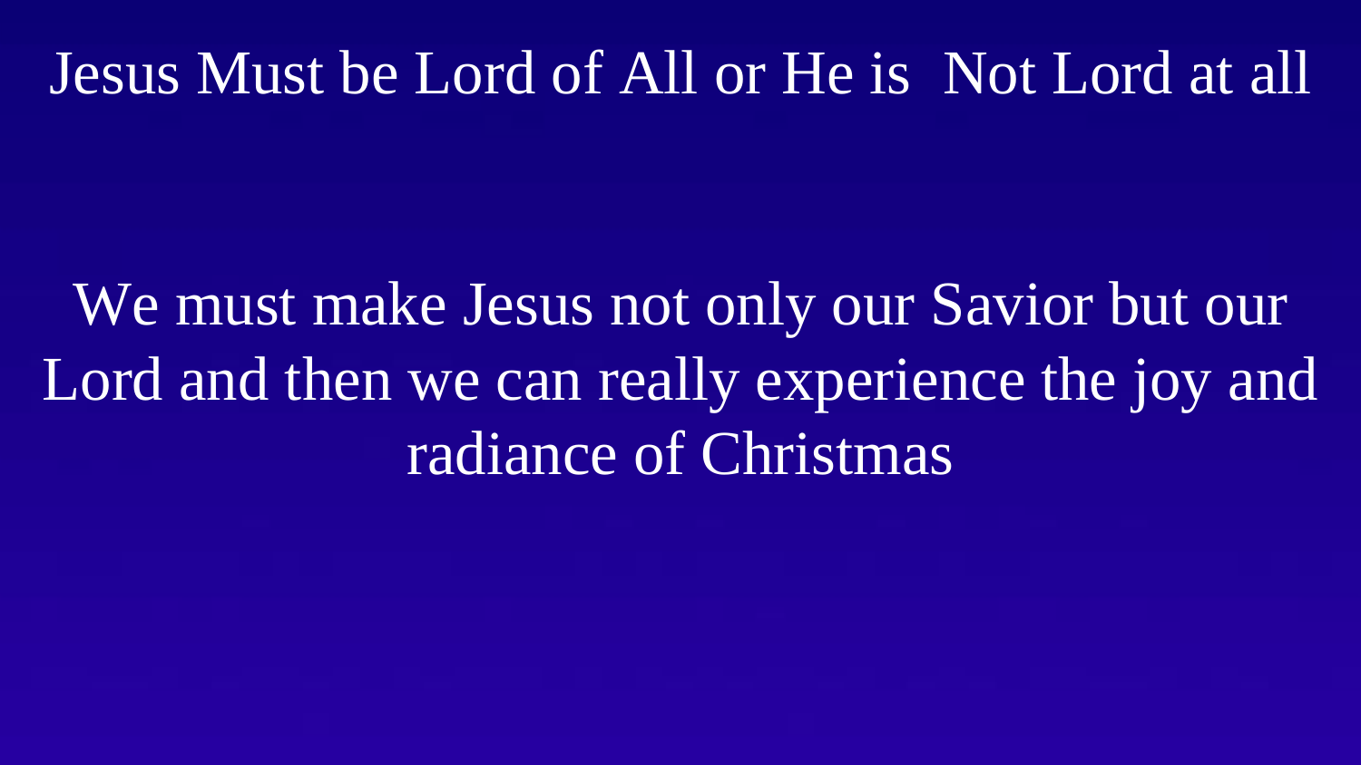# Jesus Must be Lord of All or He is Not Lord at all

We must make Jesus not only our Savior but our Lord and then we can really experience the joy and radiance of Christmas